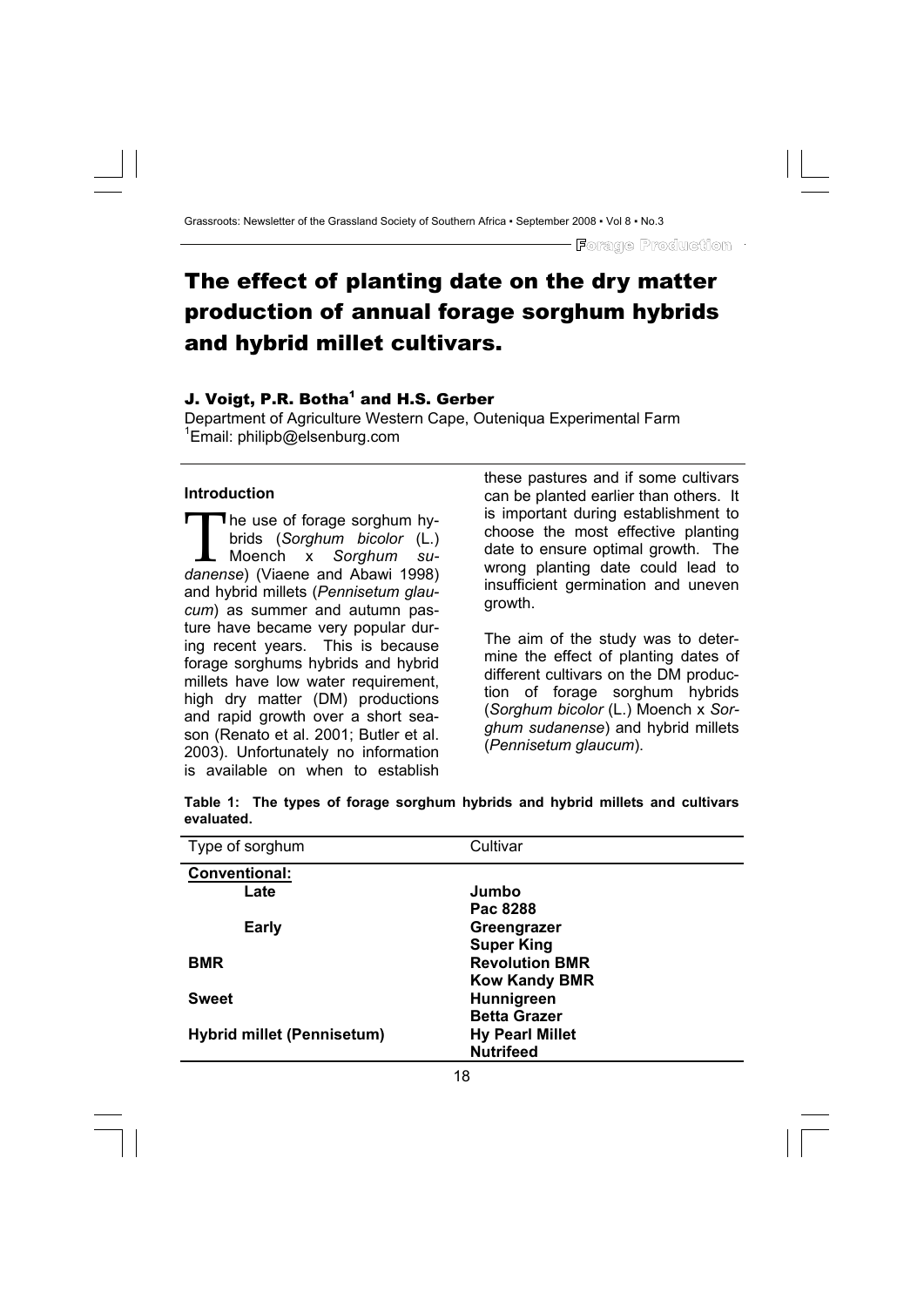# The effect of planting date on the dry matter production of annual forage sorghum hybrids and hybrid millet cultivars.

**J. Voigt, P.R. Botha[1] and H.S. Gerber**

Department of Agriculture Western Cape, Outeniqua Experimental Farm
[1]Email: philipb@elsenburg.com

## Introduction

The use of forage sorghum hybrids (*Sorghum bicolor* (L.) Moench x *Sorghum sudanense*) (Viaene and Abawi 1998) and hybrid millets (*Pennisetum glaucum*) as summer and autumn pasture have became very popular during recent years. This is because forage sorghums hybrids and hybrid millets have low water requirement, high dry matter (DM) productions and rapid growth over a short season (Renato et al. 2001; Butler et al. 2003). Unfortunately no information is available on when to establish these pastures and if some cultivars can be planted earlier than others. It is important during establishment to choose the most effective planting date to ensure optimal growth. The wrong planting date could lead to insufficient germination and uneven growth.

The aim of the study was to determine the effect of planting dates of different cultivars on the DM production of forage sorghum hybrids (*Sorghum bicolor* (L.) Moench x *Sorghum sudanense*) and hybrid millets (*Pennisetum glaucum*).

**Table 1: The types of forage sorghum hybrids and hybrid millets and cultivars evaluated.**

| Type of sorghum | Cultivar |
|---|---|
| **Conventional:** | |
| **Late** | **Jumbo** |
| | **Pac 8288** |
| **Early** | **Greengrazer** |
| | **Super King** |
| **BMR** | **Revolution BMR** |
| | **Kow Kandy BMR** |
| **Sweet** | **Hunnigreen** |
| | **Betta Grazer** |
| **Hybrid millet (Pennisetum)** | **Hy Pearl Millet** |
| | **Nutrifeed** |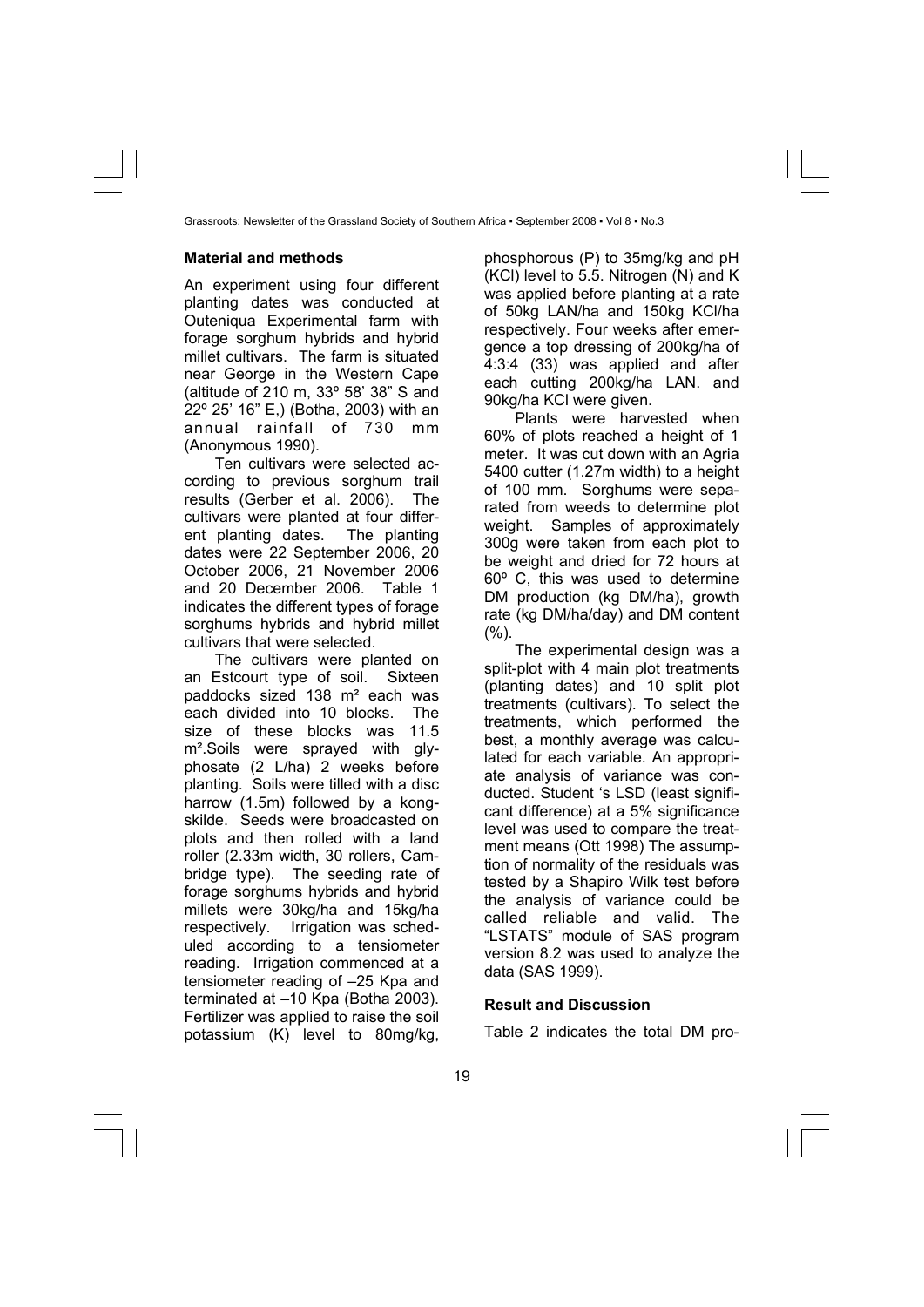## Material and methods

An experiment using four different planting dates was conducted at Outeniqua Experimental farm with forage sorghum hybrids and hybrid millet cultivars. The farm is situated near George in the Western Cape (altitude of 210 m, 33º 58' 38" S and 22º 25' 16" E,) (Botha, 2003) with an annual rainfall of 730 mm (Anonymous 1990).

Ten cultivars were selected according to previous sorghum trail results (Gerber et al. 2006). The cultivars were planted at four different planting dates. The planting dates were 22 September 2006, 20 October 2006, 21 November 2006 and 20 December 2006. Table 1 indicates the different types of forage sorghums hybrids and hybrid millet cultivars that were selected.

The cultivars were planted on an Estcourt type of soil. Sixteen paddocks sized 138 m² each was each divided into 10 blocks. The size of these blocks was 11.5 m².Soils were sprayed with glyphosate (2 L/ha) 2 weeks before planting. Soils were tilled with a disc harrow (1.5m) followed by a kongskilde. Seeds were broadcasted on plots and then rolled with a land roller (2.33m width, 30 rollers, Cambridge type). The seeding rate of forage sorghums hybrids and hybrid millets were 30kg/ha and 15kg/ha respectively. Irrigation was scheduled according to a tensiometer reading. Irrigation commenced at a tensiometer reading of –25 Kpa and terminated at –10 Kpa (Botha 2003). Fertilizer was applied to raise the soil potassium (K) level to 80mg/kg, phosphorous (P) to 35mg/kg and pH (KCl) level to 5.5. Nitrogen (N) and K was applied before planting at a rate of 50kg LAN/ha and 150kg KCl/ha respectively. Four weeks after emergence a top dressing of 200kg/ha of 4:3:4 (33) was applied and after each cutting 200kg/ha LAN. and 90kg/ha KCl were given.

Plants were harvested when 60% of plots reached a height of 1 meter. It was cut down with an Agria 5400 cutter (1.27m width) to a height of 100 mm. Sorghums were separated from weeds to determine plot weight. Samples of approximately 300g were taken from each plot to be weight and dried for 72 hours at 60º C, this was used to determine DM production (kg DM/ha), growth rate (kg DM/ha/day) and DM content (%).

The experimental design was a split-plot with 4 main plot treatments (planting dates) and 10 split plot treatments (cultivars). To select the treatments, which performed the best, a monthly average was calculated for each variable. An appropriate analysis of variance was conducted. Student 's LSD (least significant difference) at a 5% significance level was used to compare the treatment means (Ott 1998) The assumption of normality of the residuals was tested by a Shapiro Wilk test before the analysis of variance could be called reliable and valid. The "LSTATS" module of SAS program version 8.2 was used to analyze the data (SAS 1999).

## Result and Discussion

Table 2 indicates the total DM pro-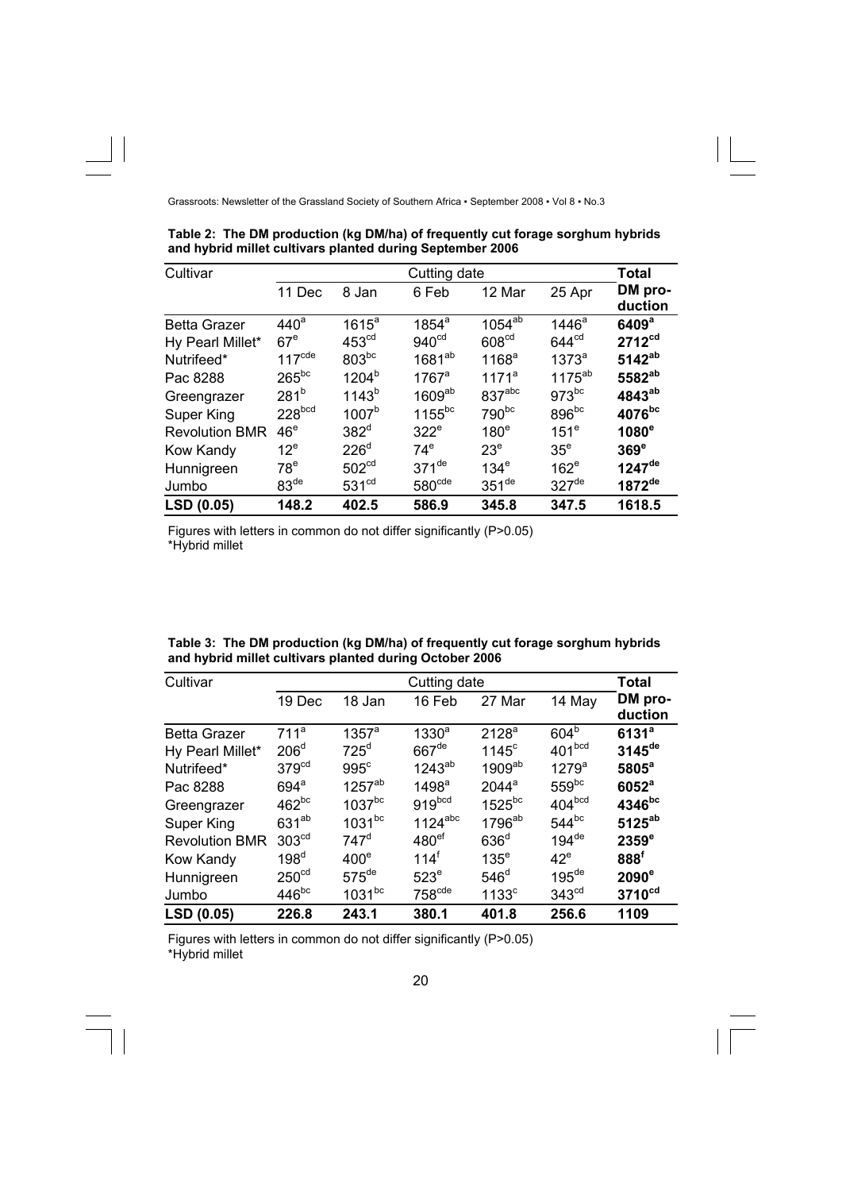**Table 2: The DM production (kg DM/ha) of frequently cut forage sorghum hybrids and hybrid millet cultivars planted during September 2006**

| Cultivar | Cutting date | | | | | Total DM production |
|---|---|---|---|---|---|---|
| | 11 Dec | 8 Jan | 6 Feb | 12 Mar | 25 Apr | |
| Betta Grazer | 440[a] | 1615[a] | 1854[a] | 1054[ab] | 1446[a] | **6409[a]** |
| Hy Pearl Millet* | 67[e] | 453[cd] | 940[cd] | 608[cd] | 644[cd] | **2712[cd]** |
| Nutrifeed* | 117[cde] | 803[bc] | 1681[ab] | 1168[a] | 1373[a] | **5142[ab]** |
| Pac 8288 | 265[bc] | 1204[b] | 1767[a] | 1171[a] | 1175[ab] | **5582[ab]** |
| Greengrazer | 281[b] | 1143[b] | 1609[ab] | 837[abc] | 973[bc] | **4843[ab]** |
| Super King | 228[bcd] | 1007[b] | 1155[bc] | 790[bc] | 896[bc] | **4076[bc]** |
| Revolution BMR | 46[e] | 382[d] | 322[e] | 180[e] | 151[e] | **1080[e]** |
| Kow Kandy | 12[e] | 226[d] | 74[e] | 23[e] | 35[e] | **369[e]** |
| Hunnigreen | 78[e] | 502[cd] | 371[de] | 134[e] | 162[e] | **1247[de]** |
| Jumbo | 83[de] | 531[cd] | 580[cde] | 351[de] | 327[de] | **1872[de]** |
| **LSD (0.05)** | **148.2** | **402.5** | **586.9** | **345.8** | **347.5** | **1618.5** |

Figures with letters in common do not differ significantly (P>0.05)
*Hybrid millet

**Table 3: The DM production (kg DM/ha) of frequently cut forage sorghum hybrids and hybrid millet cultivars planted during October 2006**

| Cultivar | Cutting date | | | | | Total DM production |
|---|---|---|---|---|---|---|
| | 19 Dec | 18 Jan | 16 Feb | 27 Mar | 14 May | |
| Betta Grazer | 711[a] | 1357[a] | 1330[a] | 2128[a] | 604[b] | **6131[a]** |
| Hy Pearl Millet* | 206[d] | 725[d] | 667[de] | 1145[c] | 401[bcd] | **3145[de]** |
| Nutrifeed* | 379[cd] | 995[c] | 1243[ab] | 1909[ab] | 1279[a] | **5805[a]** |
| Pac 8288 | 694[a] | 1257[ab] | 1498[a] | 2044[a] | 559[bc] | **6052[a]** |
| Greengrazer | 462[bc] | 1037[bc] | 919[bcd] | 1525[bc] | 404[bcd] | **4346[bc]** |
| Super King | 631[ab] | 1031[bc] | 1124[abc] | 1796[ab] | 544[bc] | **5125[ab]** |
| Revolution BMR | 303[cd] | 747[d] | 480[ef] | 636[d] | 194[de] | **2359[e]** |
| Kow Kandy | 198[d] | 400[e] | 114[f] | 135[e] | 42[e] | **888[f]** |
| Hunnigreen | 250[cd] | 575[de] | 523[e] | 546[d] | 195[de] | **2090[e]** |
| Jumbo | 446[bc] | 1031[bc] | 758[cde] | 1133[c] | 343[cd] | **3710[cd]** |
| **LSD (0.05)** | **226.8** | **243.1** | **380.1** | **401.8** | **256.6** | **1109** |

Figures with letters in common do not differ significantly (P>0.05)
*Hybrid millet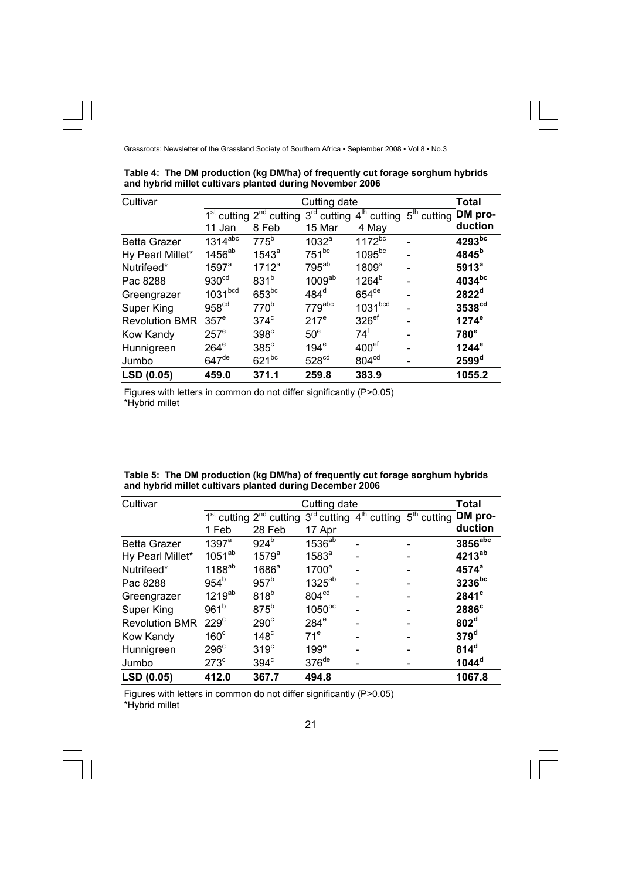**Table 4: The DM production (kg DM/ha) of frequently cut forage sorghum hybrids and hybrid millet cultivars planted during November 2006**

| Cultivar | Cutting date | | | | | Total |
|---|---|---|---|---|---|---|
| | 1st cutting 11 Jan | 2nd cutting 8 Feb | 3rd cutting 15 Mar | 4th cutting 4 May | 5th cutting | DM production |
| Betta Grazer | 1314[abc] | 775[b] | 1032[a] | 1172[bc] | - | **4293[bc]** |
| Hy Pearl Millet* | 1456[ab] | 1543[a] | 751[bc] | 1095[bc] | - | **4845[b]** |
| Nutrifeed* | 1597[a] | 1712[a] | 795[ab] | 1809[a] | - | **5913[a]** |
| Pac 8288 | 930[cd] | 831[b] | 1009[ab] | 1264[b] | - | **4034[bc]** |
| Greengrazer | 1031[bcd] | 653[bc] | 484[d] | 654[de] | - | **2822[d]** |
| Super King | 958[cd] | 770[b] | 779[abc] | 1031[bcd] | - | **3538[cd]** |
| Revolution BMR | 357[e] | 374[c] | 217[e] | 326[ef] | - | **1274[e]** |
| Kow Kandy | 257[e] | 398[c] | 50[e] | 74[f] | - | **780[e]** |
| Hunnigreen | 264[e] | 385[c] | 194[e] | 400[ef] | - | **1244[e]** |
| Jumbo | 647[de] | 621[bc] | 528[cd] | 804[cd] | - | **2599[d]** |
| **LSD (0.05)** | **459.0** | **371.1** | **259.8** | **383.9** | | **1055.2** |

Figures with letters in common do not differ significantly (P>0.05)
*Hybrid millet

**Table 5: The DM production (kg DM/ha) of frequently cut forage sorghum hybrids and hybrid millet cultivars planted during December 2006**

| Cultivar | Cutting date | | | | | Total |
|---|---|---|---|---|---|---|
| | 1st cutting 1 Feb | 2nd cutting 28 Feb | 3rd cutting 17 Apr | 4th cutting | 5th cutting | DM production |
| Betta Grazer | 1397[a] | 924[b] | 1536[ab] | - | - | **3856[abc]** |
| Hy Pearl Millet* | 1051[ab] | 1579[a] | 1583[a] | - | - | **4213[ab]** |
| Nutrifeed* | 1188[ab] | 1686[a] | 1700[a] | - | - | **4574[a]** |
| Pac 8288 | 954[b] | 957[b] | 1325[ab] | - | - | **3236[bc]** |
| Greengrazer | 1219[ab] | 818[b] | 804[cd] | - | - | **2841[c]** |
| Super King | 961[b] | 875[b] | 1050[bc] | - | - | **2886[c]** |
| Revolution BMR | 229[c] | 290[c] | 284[e] | - | - | **802[d]** |
| Kow Kandy | 160[c] | 148[c] | 71[e] | - | - | **379[d]** |
| Hunnigreen | 296[c] | 319[c] | 199[e] | - | - | **814[d]** |
| Jumbo | 273[c] | 394[c] | 376[de] | - | - | **1044[d]** |
| **LSD (0.05)** | **412.0** | **367.7** | **494.8** | | | **1067.8** |

Figures with letters in common do not differ significantly (P>0.05)
*Hybrid millet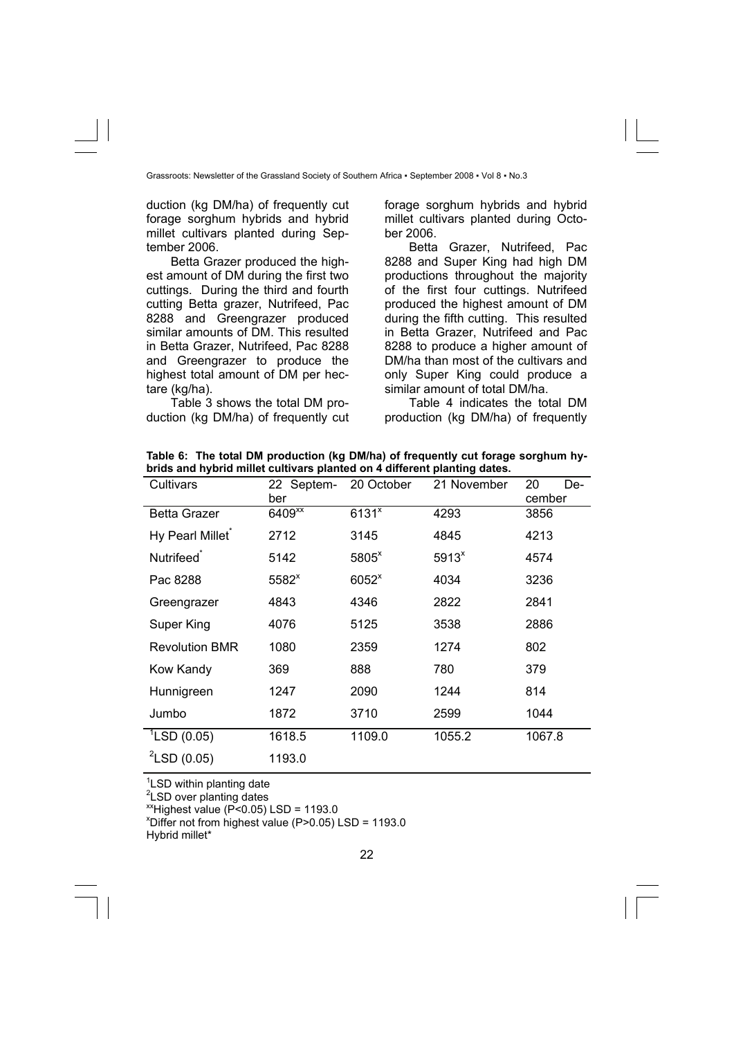duction (kg DM/ha) of frequently cut forage sorghum hybrids and hybrid millet cultivars planted during September 2006.

Betta Grazer produced the highest amount of DM during the first two cuttings. During the third and fourth cutting Betta grazer, Nutrifeed, Pac 8288 and Greengrazer produced similar amounts of DM. This resulted in Betta Grazer, Nutrifeed, Pac 8288 and Greengrazer to produce the highest total amount of DM per hectare (kg/ha).

Table 3 shows the total DM production (kg DM/ha) of frequently cut forage sorghum hybrids and hybrid millet cultivars planted during October 2006.

Betta Grazer, Nutrifeed, Pac 8288 and Super King had high DM productions throughout the majority of the first four cuttings. Nutrifeed produced the highest amount of DM during the fifth cutting. This resulted in Betta Grazer, Nutrifeed and Pac 8288 to produce a higher amount of DM/ha than most of the cultivars and only Super King could produce a similar amount of total DM/ha.

Table 4 indicates the total DM production (kg DM/ha) of frequently

**Table 6: The total DM production (kg DM/ha) of frequently cut forage sorghum hybrids and hybrid millet cultivars planted on 4 different planting dates.**

| Cultivars | 22 September | 20 October | 21 November | 20 December |
|---|---|---|---|---|
| Betta Grazer | 6409[xx] | 6131[x] | 4293 | 3856 |
| Hy Pearl Millet* | 2712 | 3145 | 4845 | 4213 |
| Nutrifeed* | 5142 | 5805[x] | 5913[x] | 4574 |
| Pac 8288 | 5582[x] | 6052[x] | 4034 | 3236 |
| Greengrazer | 4843 | 4346 | 2822 | 2841 |
| Super King | 4076 | 5125 | 3538 | 2886 |
| Revolution BMR | 1080 | 2359 | 1274 | 802 |
| Kow Kandy | 369 | 888 | 780 | 379 |
| Hunnigreen | 1247 | 2090 | 1244 | 814 |
| Jumbo | 1872 | 3710 | 2599 | 1044 |
| [1]LSD (0.05) | 1618.5 | 1109.0 | 1055.2 | 1067.8 |
| [2]LSD (0.05) | 1193.0 | | | |

[1]LSD within planting date
[2]LSD over planting dates
[xx]Highest value ($P<0.05$) LSD = 1193.0
[x]Differ not from highest value ($P>0.05$) LSD = 1193.0
Hybrid millet*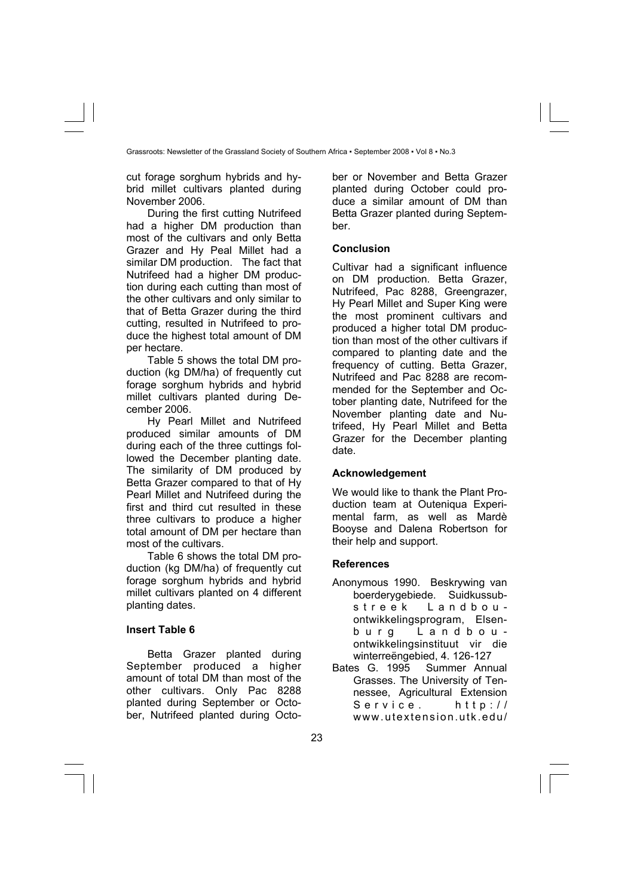cut forage sorghum hybrids and hybrid millet cultivars planted during November 2006.

During the first cutting Nutrifeed had a higher DM production than most of the cultivars and only Betta Grazer and Hy Peal Millet had a similar DM production. The fact that Nutrifeed had a higher DM production during each cutting than most of the other cultivars and only similar to that of Betta Grazer during the third cutting, resulted in Nutrifeed to produce the highest total amount of DM per hectare.

Table 5 shows the total DM production (kg DM/ha) of frequently cut forage sorghum hybrids and hybrid millet cultivars planted during December 2006.

Hy Pearl Millet and Nutrifeed produced similar amounts of DM during each of the three cuttings followed the December planting date. The similarity of DM produced by Betta Grazer compared to that of Hy Pearl Millet and Nutrifeed during the first and third cut resulted in these three cultivars to produce a higher total amount of DM per hectare than most of the cultivars.

Table 6 shows the total DM production (kg DM/ha) of frequently cut forage sorghum hybrids and hybrid millet cultivars planted on 4 different planting dates.

**Insert Table 6**

Betta Grazer planted during September produced a higher amount of total DM than most of the other cultivars. Only Pac 8288 planted during September or October, Nutrifeed planted during October or November and Betta Grazer planted during October could produce a similar amount of DM than Betta Grazer planted during September.

### Conclusion

Cultivar had a significant influence on DM production. Betta Grazer, Nutrifeed, Pac 8288, Greengrazer, Hy Pearl Millet and Super King were the most prominent cultivars and produced a higher total DM production than most of the other cultivars if compared to planting date and the frequency of cutting. Betta Grazer, Nutrifeed and Pac 8288 are recommended for the September and October planting date, Nutrifeed for the November planting date and Nutrifeed, Hy Pearl Millet and Betta Grazer for the December planting date.

### Acknowledgement

We would like to thank the Plant Production team at Outeniqua Experimental farm, as well as Mardè Booyse and Dalena Robertson for their help and support.

### References

Anonymous 1990. Beskrywing van boerderygebiede. Suidkussubstreek Landbou-ontwikkelingsprogram, Elsenburg Landbou-ontwikkelingsinstituut vir die winterreëngebied, 4. 126-127

Bates G. 1995 Summer Annual Grasses. The University of Tennessee, Agricultural Extension Service. http://www.utextension.utk.edu/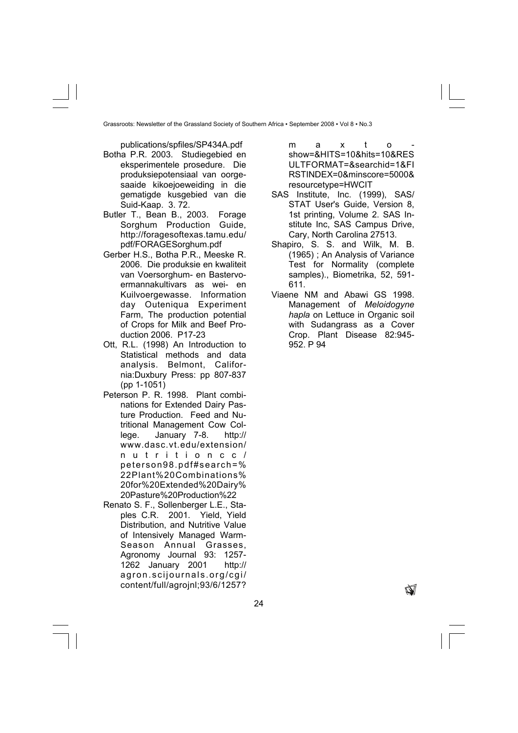publications/spfiles/SP434A.pdf

Botha P.R. 2003. Studiegebied en eksperimentele prosedure. Die produksiepotensiaal van oorgesaaide kikoejoeweiding in die gematigde kusgebied van die Suid-Kaap. 3. 72.

Butler T., Bean B., 2003. Forage Sorghum Production Guide, http://foragesoftexas.tamu.edu/pdf/FORAGESorghum.pdf

Gerber H.S., Botha P.R., Meeske R. 2006. Die produksie en kwaliteit van Voersorghum- en Bastervoermannakultivars as wei- en Kuilvoergewasse. Information day Outeniqua Experiment Farm, The production potential of Crops for Milk and Beef Production 2006. P17-23

Ott, R.L. (1998) An Introduction to Statistical methods and data analysis. Belmont, California:Duxbury Press: pp 807-837 (pp 1-1051)

Peterson P. R. 1998. Plant combinations for Extended Dairy Pasture Production. Feed and Nutritional Management Cow College. January 7-8. http://www.dasc.vt.edu/extension/nutritioncc/peterson98.pdf#search=%22Plant%20Combinations%20for%20Extended%20Dairy%20Pasture%20Production%22

Renato S. F., Sollenberger L.E., Staples C.R. 2001. Yield, Yield Distribution, and Nutritive Value of Intensively Managed Warm-Season Annual Grasses, Agronomy Journal 93: 1257-1262 January 2001 http://agron.scijournals.org/cgi/content/full/agrojnl;93/6/1257?maxtoshow=&HITS=10&hits=10&RESULTFORMAT=&searchid=1&FIRSTINDEX=0&minscore=5000&resourcetype=HWCIT

SAS Institute, Inc. (1999), SAS/STAT User's Guide, Version 8, 1st printing, Volume 2. SAS Institute Inc, SAS Campus Drive, Cary, North Carolina 27513.

Shapiro, S. S. and Wilk, M. B. (1965) ; An Analysis of Variance Test for Normality (complete samples)., Biometrika, 52, 591-611.

Viaene NM and Abawi GS 1998. Management of *Meloidogyne hapla* on Lettuce in Organic soil with Sudangrass as a Cover Crop. Plant Disease 82:945-952. P 94